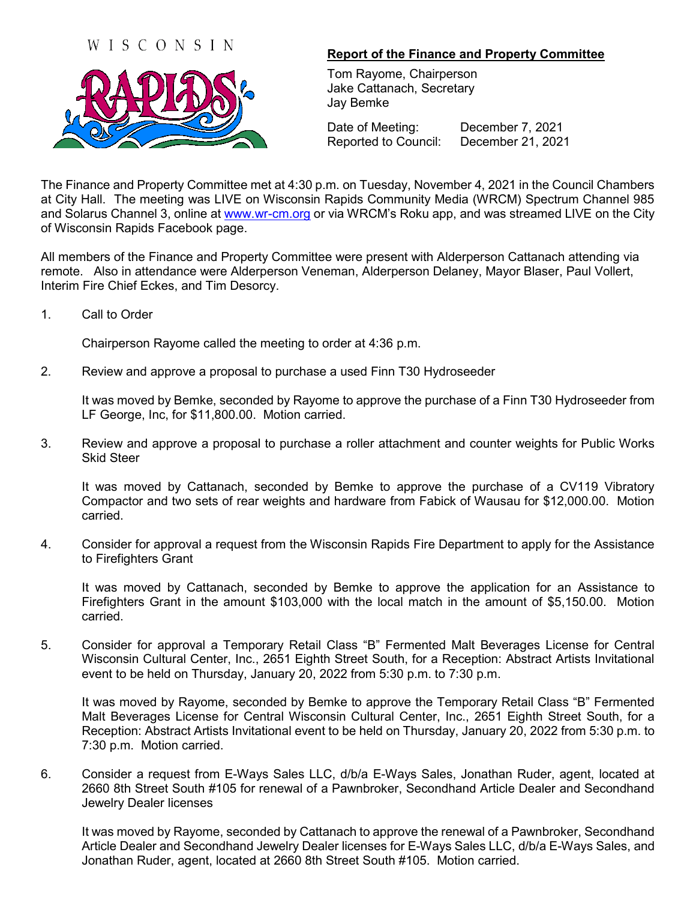WISCONSIN RAPIDS

## Report of the Finance and Property Committee

Tom Rayome, Chairperson
Jake Cattanach, Secretary
Jay Bemke

Date of Meeting: December 7, 2021
Reported to Council: December 21, 2021

The Finance and Property Committee met at 4:30 p.m. on Tuesday, November 4, 2021 in the Council Chambers at City Hall. The meeting was LIVE on Wisconsin Rapids Community Media (WRCM) Spectrum Channel 985 and Solarus Channel 3, online at www.wr-cm.org or via WRCM's Roku app, and was streamed LIVE on the City of Wisconsin Rapids Facebook page.

All members of the Finance and Property Committee were present with Alderperson Cattanach attending via remote. Also in attendance were Alderperson Veneman, Alderperson Delaney, Mayor Blaser, Paul Vollert, Interim Fire Chief Eckes, and Tim Desorcy.

1. Call to Order

   Chairperson Rayome called the meeting to order at 4:36 p.m.

2. Review and approve a proposal to purchase a used Finn T30 Hydroseeder

   It was moved by Bemke, seconded by Rayome to approve the purchase of a Finn T30 Hydroseeder from LF George, Inc, for $11,800.00. Motion carried.

3. Review and approve a proposal to purchase a roller attachment and counter weights for Public Works Skid Steer

   It was moved by Cattanach, seconded by Bemke to approve the purchase of a CV119 Vibratory Compactor and two sets of rear weights and hardware from Fabick of Wausau for $12,000.00. Motion carried.

4. Consider for approval a request from the Wisconsin Rapids Fire Department to apply for the Assistance to Firefighters Grant

   It was moved by Cattanach, seconded by Bemke to approve the application for an Assistance to Firefighters Grant in the amount $103,000 with the local match in the amount of $5,150.00. Motion carried.

5. Consider for approval a Temporary Retail Class "B" Fermented Malt Beverages License for Central Wisconsin Cultural Center, Inc., 2651 Eighth Street South, for a Reception: Abstract Artists Invitational event to be held on Thursday, January 20, 2022 from 5:30 p.m. to 7:30 p.m.

   It was moved by Rayome, seconded by Bemke to approve the Temporary Retail Class "B" Fermented Malt Beverages License for Central Wisconsin Cultural Center, Inc., 2651 Eighth Street South, for a Reception: Abstract Artists Invitational event to be held on Thursday, January 20, 2022 from 5:30 p.m. to 7:30 p.m. Motion carried.

6. Consider a request from E-Ways Sales LLC, d/b/a E-Ways Sales, Jonathan Ruder, agent, located at 2660 8th Street South #105 for renewal of a Pawnbroker, Secondhand Article Dealer and Secondhand Jewelry Dealer licenses

   It was moved by Rayome, seconded by Cattanach to approve the renewal of a Pawnbroker, Secondhand Article Dealer and Secondhand Jewelry Dealer licenses for E-Ways Sales LLC, d/b/a E-Ways Sales, and Jonathan Ruder, agent, located at 2660 8th Street South #105. Motion carried.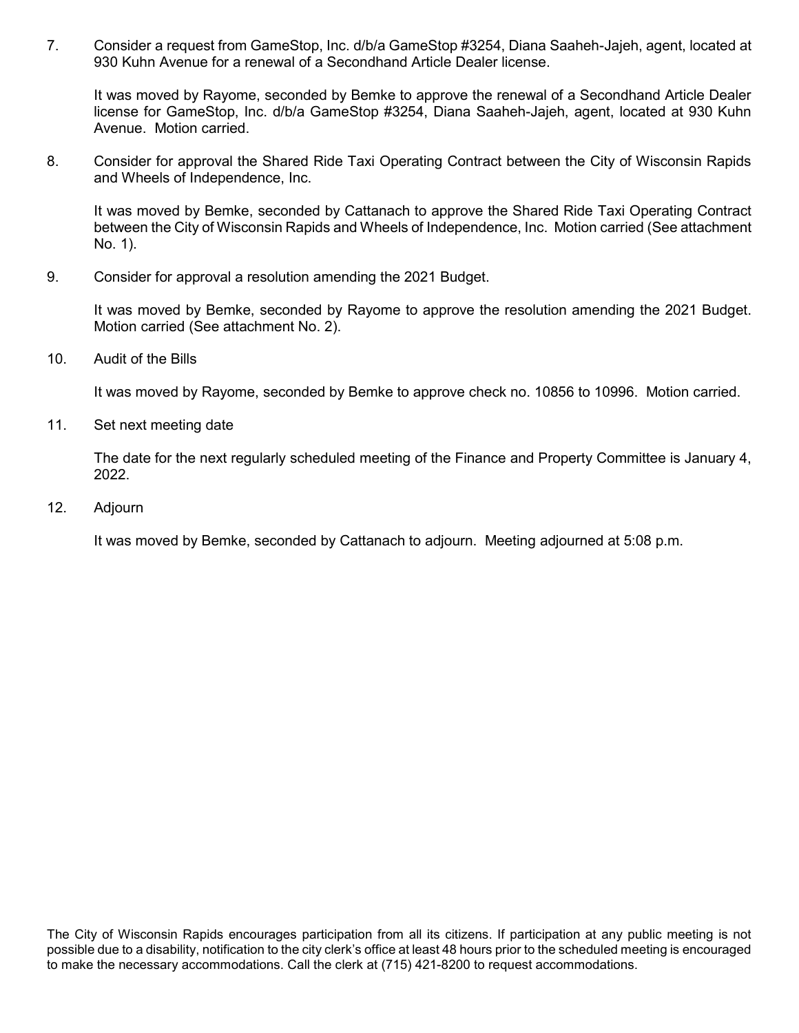7. Consider a request from GameStop, Inc. d/b/a GameStop #3254, Diana Saaheh-Jajeh, agent, located at 930 Kuhn Avenue for a renewal of a Secondhand Article Dealer license.

   It was moved by Rayome, seconded by Bemke to approve the renewal of a Secondhand Article Dealer license for GameStop, Inc. d/b/a GameStop #3254, Diana Saaheh-Jajeh, agent, located at 930 Kuhn Avenue. Motion carried.

8. Consider for approval the Shared Ride Taxi Operating Contract between the City of Wisconsin Rapids and Wheels of Independence, Inc.

   It was moved by Bemke, seconded by Cattanach to approve the Shared Ride Taxi Operating Contract between the City of Wisconsin Rapids and Wheels of Independence, Inc. Motion carried (See attachment No. 1).

9. Consider for approval a resolution amending the 2021 Budget.

   It was moved by Bemke, seconded by Rayome to approve the resolution amending the 2021 Budget. Motion carried (See attachment No. 2).

10. Audit of the Bills

    It was moved by Rayome, seconded by Bemke to approve check no. 10856 to 10996. Motion carried.

11. Set next meeting date

    The date for the next regularly scheduled meeting of the Finance and Property Committee is January 4, 2022.

12. Adjourn

    It was moved by Bemke, seconded by Cattanach to adjourn. Meeting adjourned at 5:08 p.m.

The City of Wisconsin Rapids encourages participation from all its citizens. If participation at any public meeting is not possible due to a disability, notification to the city clerk's office at least 48 hours prior to the scheduled meeting is encouraged to make the necessary accommodations. Call the clerk at (715) 421-8200 to request accommodations.